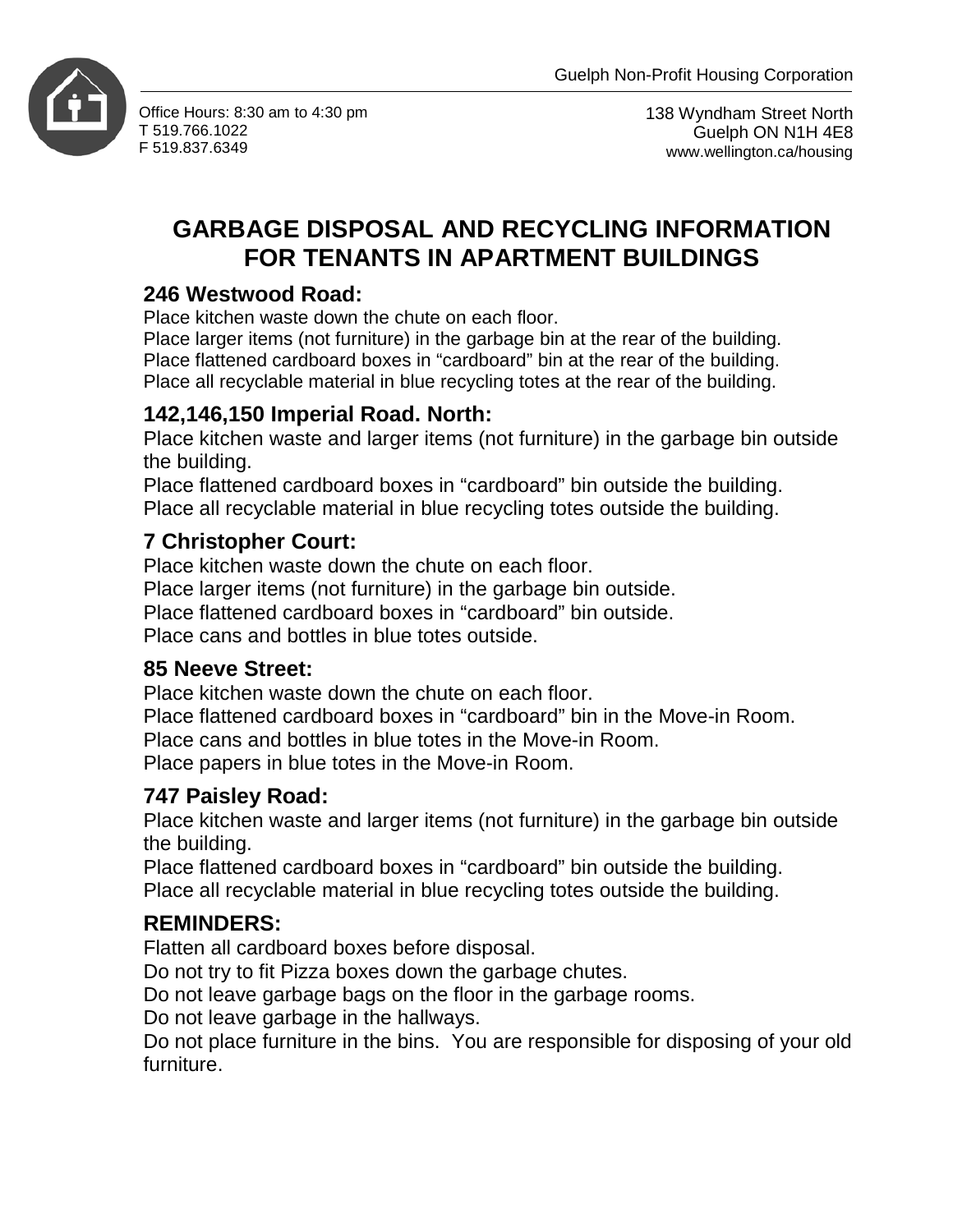Guelph Non-Profit Housing Corporation

Office Hours: 8:30 am to 4:30 pm
T 519.766.1022
F 519.837.6349

138 Wyndham Street North
Guelph ON N1H 4E8
www.wellington.ca/housing

# GARBAGE DISPOSAL AND RECYCLING INFORMATION FOR TENANTS IN APARTMENT BUILDINGS

## 246 Westwood Road:

Place kitchen waste down the chute on each floor.
Place larger items (not furniture) in the garbage bin at the rear of the building.
Place flattened cardboard boxes in "cardboard" bin at the rear of the building.
Place all recyclable material in blue recycling totes at the rear of the building.

## 142,146,150 Imperial Road. North:

Place kitchen waste and larger items (not furniture) in the garbage bin outside the building.
Place flattened cardboard boxes in "cardboard" bin outside the building.
Place all recyclable material in blue recycling totes outside the building.

## 7 Christopher Court:

Place kitchen waste down the chute on each floor.
Place larger items (not furniture) in the garbage bin outside.
Place flattened cardboard boxes in "cardboard" bin outside.
Place cans and bottles in blue totes outside.

## 85 Neeve Street:

Place kitchen waste down the chute on each floor.
Place flattened cardboard boxes in "cardboard" bin in the Move-in Room.
Place cans and bottles in blue totes in the Move-in Room.
Place papers in blue totes in the Move-in Room.

## 747 Paisley Road:

Place kitchen waste and larger items (not furniture) in the garbage bin outside the building.
Place flattened cardboard boxes in "cardboard" bin outside the building.
Place all recyclable material in blue recycling totes outside the building.

## REMINDERS:

Flatten all cardboard boxes before disposal.
Do not try to fit Pizza boxes down the garbage chutes.
Do not leave garbage bags on the floor in the garbage rooms.
Do not leave garbage in the hallways.
Do not place furniture in the bins. You are responsible for disposing of your old furniture.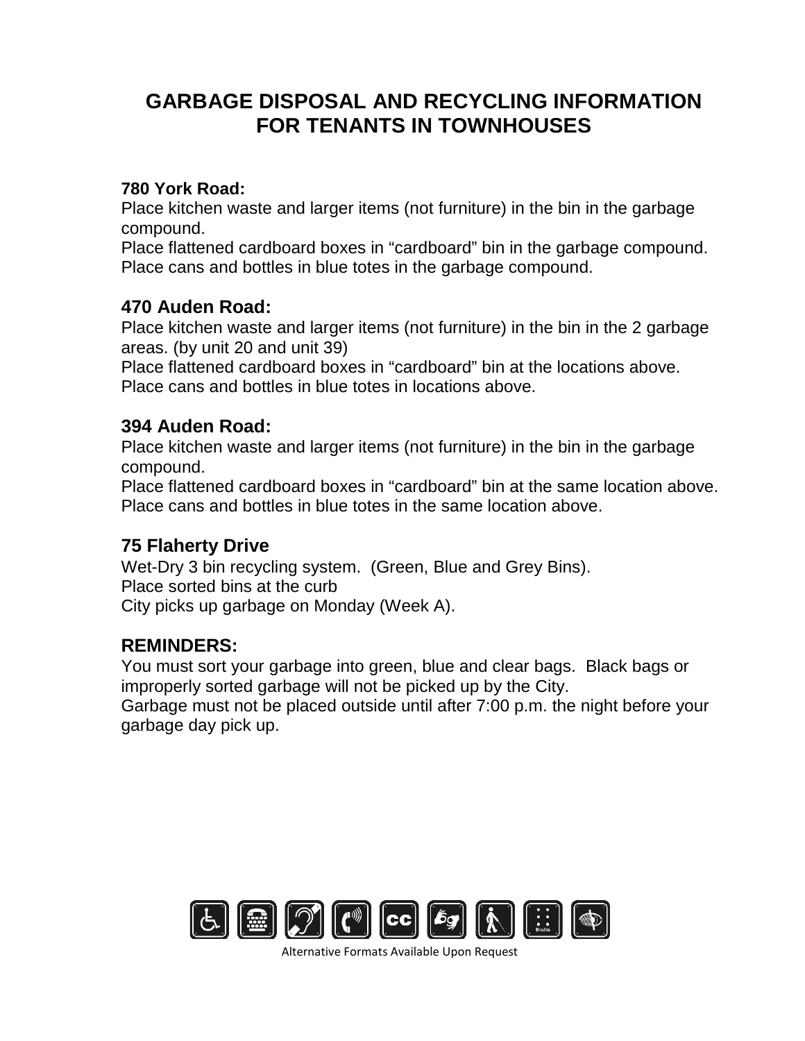# GARBAGE DISPOSAL AND RECYCLING INFORMATION FOR TENANTS IN TOWNHOUSES

**780 York Road:**
Place kitchen waste and larger items (not furniture) in the bin in the garbage compound.
Place flattened cardboard boxes in “cardboard” bin in the garbage compound.
Place cans and bottles in blue totes in the garbage compound.

**470 Auden Road:**
Place kitchen waste and larger items (not furniture) in the bin in the 2 garbage areas. (by unit 20 and unit 39)
Place flattened cardboard boxes in “cardboard” bin at the locations above.
Place cans and bottles in blue totes in locations above.

**394 Auden Road:**
Place kitchen waste and larger items (not furniture) in the bin in the garbage compound.
Place flattened cardboard boxes in “cardboard” bin at the same location above.
Place cans and bottles in blue totes in the same location above.

**75 Flaherty Drive**
Wet-Dry 3 bin recycling system. (Green, Blue and Grey Bins).
Place sorted bins at the curb
City picks up garbage on Monday (Week A).

**REMINDERS:**
You must sort your garbage into green, blue and clear bags. Black bags or improperly sorted garbage will not be picked up by the City.
Garbage must not be placed outside until after 7:00 p.m. the night before your garbage day pick up.

Alternative Formats Available Upon Request